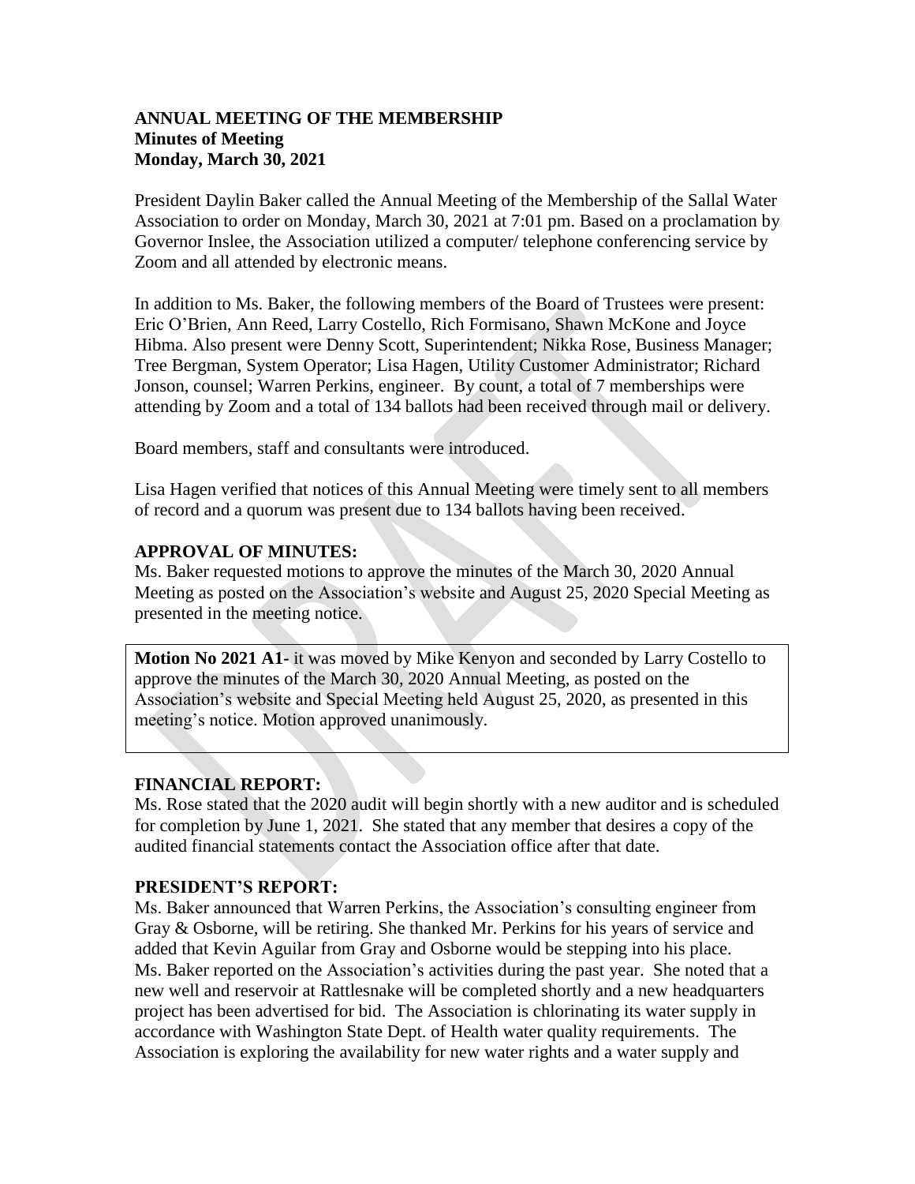**ANNUAL MEETING OF THE MEMBERSHIP**
**Minutes of Meeting**
**Monday, March 30, 2021**

President Daylin Baker called the Annual Meeting of the Membership of the Sallal Water Association to order on Monday, March 30, 2021 at 7:01 pm. Based on a proclamation by Governor Inslee, the Association utilized a computer/ telephone conferencing service by Zoom and all attended by electronic means.

In addition to Ms. Baker, the following members of the Board of Trustees were present: Eric O'Brien, Ann Reed, Larry Costello, Rich Formisano, Shawn McKone and Joyce Hibma. Also present were Denny Scott, Superintendent; Nikka Rose, Business Manager; Tree Bergman, System Operator; Lisa Hagen, Utility Customer Administrator; Richard Jonson, counsel; Warren Perkins, engineer. By count, a total of 7 memberships were attending by Zoom and a total of 134 ballots had been received through mail or delivery.

Board members, staff and consultants were introduced.

Lisa Hagen verified that notices of this Annual Meeting were timely sent to all members of record and a quorum was present due to 134 ballots having been received.

**APPROVAL OF MINUTES:**
Ms. Baker requested motions to approve the minutes of the March 30, 2020 Annual Meeting as posted on the Association's website and August 25, 2020 Special Meeting as presented in the meeting notice.

**Motion No 2021 A1**- it was moved by Mike Kenyon and seconded by Larry Costello to approve the minutes of the March 30, 2020 Annual Meeting, as posted on the Association's website and Special Meeting held August 25, 2020, as presented in this meeting's notice. Motion approved unanimously.

**FINANCIAL REPORT:**
Ms. Rose stated that the 2020 audit will begin shortly with a new auditor and is scheduled for completion by June 1, 2021. She stated that any member that desires a copy of the audited financial statements contact the Association office after that date.

**PRESIDENT'S REPORT:**
Ms. Baker announced that Warren Perkins, the Association's consulting engineer from Gray & Osborne, will be retiring. She thanked Mr. Perkins for his years of service and added that Kevin Aguilar from Gray and Osborne would be stepping into his place. Ms. Baker reported on the Association's activities during the past year. She noted that a new well and reservoir at Rattlesnake will be completed shortly and a new headquarters project has been advertised for bid. The Association is chlorinating its water supply in accordance with Washington State Dept. of Health water quality requirements. The Association is exploring the availability for new water rights and a water supply and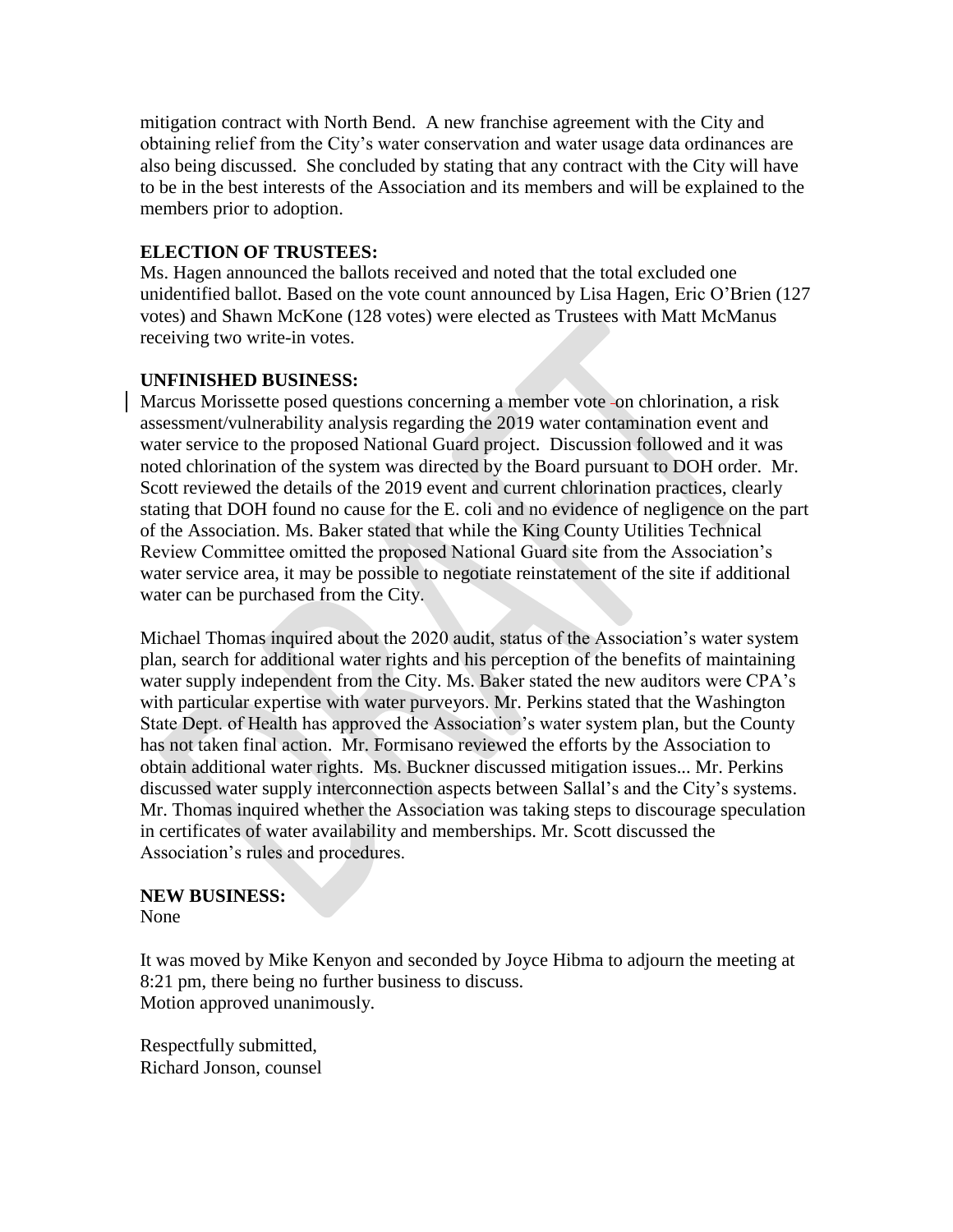mitigation contract with North Bend. A new franchise agreement with the City and obtaining relief from the City's water conservation and water usage data ordinances are also being discussed. She concluded by stating that any contract with the City will have to be in the best interests of the Association and its members and will be explained to the members prior to adoption.

**ELECTION OF TRUSTEES:**

Ms. Hagen announced the ballots received and noted that the total excluded one unidentified ballot. Based on the vote count announced by Lisa Hagen, Eric O'Brien (127 votes) and Shawn McKone (128 votes) were elected as Trustees with Matt McManus receiving two write-in votes.

**UNFINISHED BUSINESS:**

Marcus Morissette posed questions concerning a member vote on chlorination, a risk assessment/vulnerability analysis regarding the 2019 water contamination event and water service to the proposed National Guard project. Discussion followed and it was noted chlorination of the system was directed by the Board pursuant to DOH order. Mr. Scott reviewed the details of the 2019 event and current chlorination practices, clearly stating that DOH found no cause for the E. coli and no evidence of negligence on the part of the Association. Ms. Baker stated that while the King County Utilities Technical Review Committee omitted the proposed National Guard site from the Association's water service area, it may be possible to negotiate reinstatement of the site if additional water can be purchased from the City.

Michael Thomas inquired about the 2020 audit, status of the Association's water system plan, search for additional water rights and his perception of the benefits of maintaining water supply independent from the City. Ms. Baker stated the new auditors were CPA's with particular expertise with water purveyors. Mr. Perkins stated that the Washington State Dept. of Health has approved the Association's water system plan, but the County has not taken final action. Mr. Formisano reviewed the efforts by the Association to obtain additional water rights. Ms. Buckner discussed mitigation issues... Mr. Perkins discussed water supply interconnection aspects between Sallal's and the City's systems. Mr. Thomas inquired whether the Association was taking steps to discourage speculation in certificates of water availability and memberships. Mr. Scott discussed the Association's rules and procedures.

**NEW BUSINESS:**

None

It was moved by Mike Kenyon and seconded by Joyce Hibma to adjourn the meeting at 8:21 pm, there being no further business to discuss.
Motion approved unanimously.

Respectfully submitted,
Richard Jonson, counsel